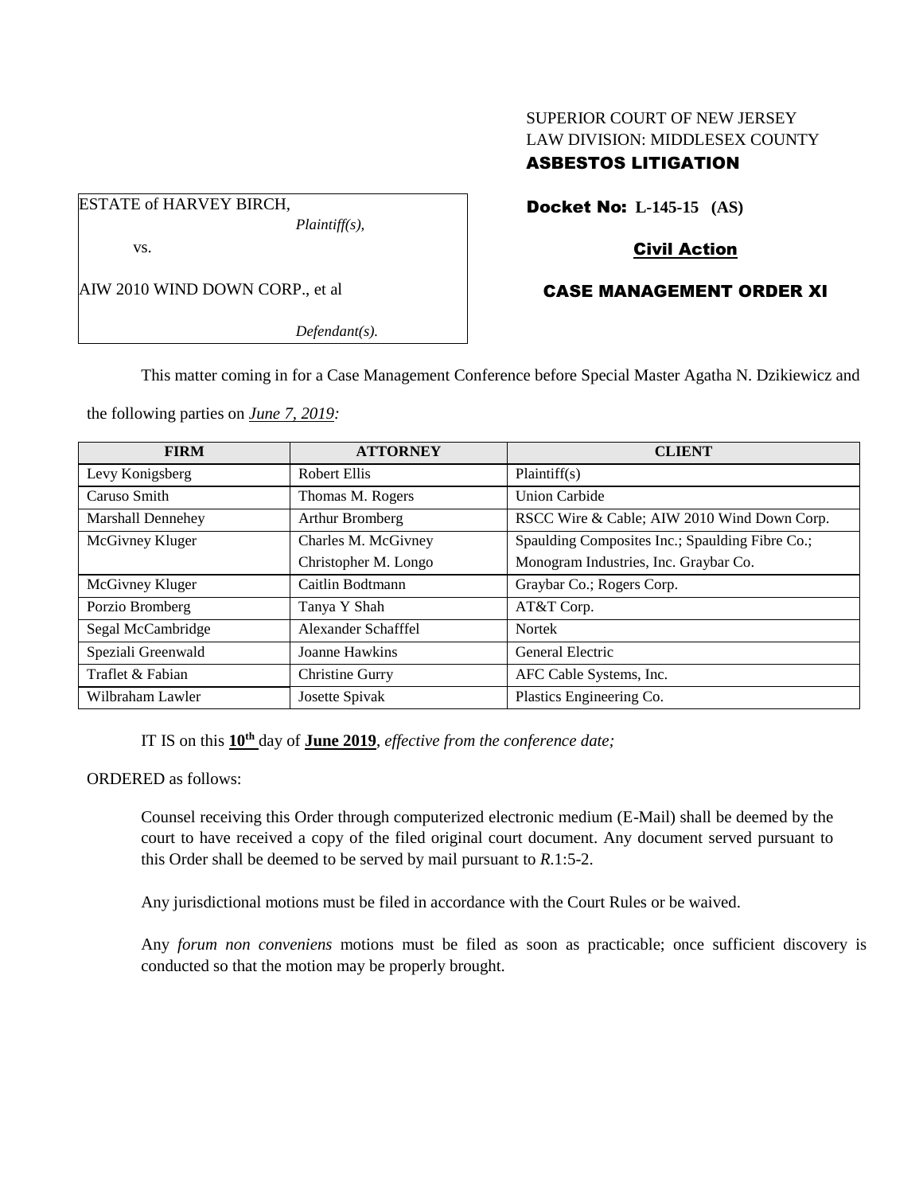SUPERIOR COURT OF NEW JERSEY
LAW DIVISION: MIDDLESEX COUNTY
**ASBESTOS LITIGATION**

ESTATE of HARVEY BIRCH,
*Plaintiff(s),*

vs.

AIW 2010 WIND DOWN CORP., et al

*Defendant(s).*

**Docket No: L-145-15 (AS)**

**Civil Action**

**CASE MANAGEMENT ORDER XI**

This matter coming in for a Case Management Conference before Special Master Agatha N. Dzikiewicz and the following parties on *June 7, 2019:*

| FIRM | ATTORNEY | CLIENT |
|---|---|---|
| Levy Konigsberg | Robert Ellis | Plaintiff(s) |
| Caruso Smith | Thomas M. Rogers | Union Carbide |
| Marshall Dennehey | Arthur Bromberg | RSCC Wire & Cable; AIW 2010 Wind Down Corp. |
| McGivney Kluger | Charles M. McGivney<br>Christopher M. Longo | Spaulding Composites Inc.; Spaulding Fibre Co.;<br>Monogram Industries, Inc. Graybar Co. |
| McGivney Kluger | Caitlin Bodtmann | Graybar Co.; Rogers Corp. |
| Porzio Bromberg | Tanya Y Shah | AT&T Corp. |
| Segal McCambridge | Alexander Schafffel | Nortek |
| Speziali Greenwald | Joanne Hawkins | General Electric |
| Traflet & Fabian | Christine Gurry | AFC Cable Systems, Inc. |
| Wilbraham Lawler | Josette Spivak | Plastics Engineering Co. |

IT IS on this **10th** day of **June 2019**, *effective from the conference date;*

ORDERED as follows:

Counsel receiving this Order through computerized electronic medium (E-Mail) shall be deemed by the court to have received a copy of the filed original court document. Any document served pursuant to this Order shall be deemed to be served by mail pursuant to *R*.1:5-2.

Any jurisdictional motions must be filed in accordance with the Court Rules or be waived.

Any *forum non conveniens* motions must be filed as soon as practicable; once sufficient discovery is conducted so that the motion may be properly brought.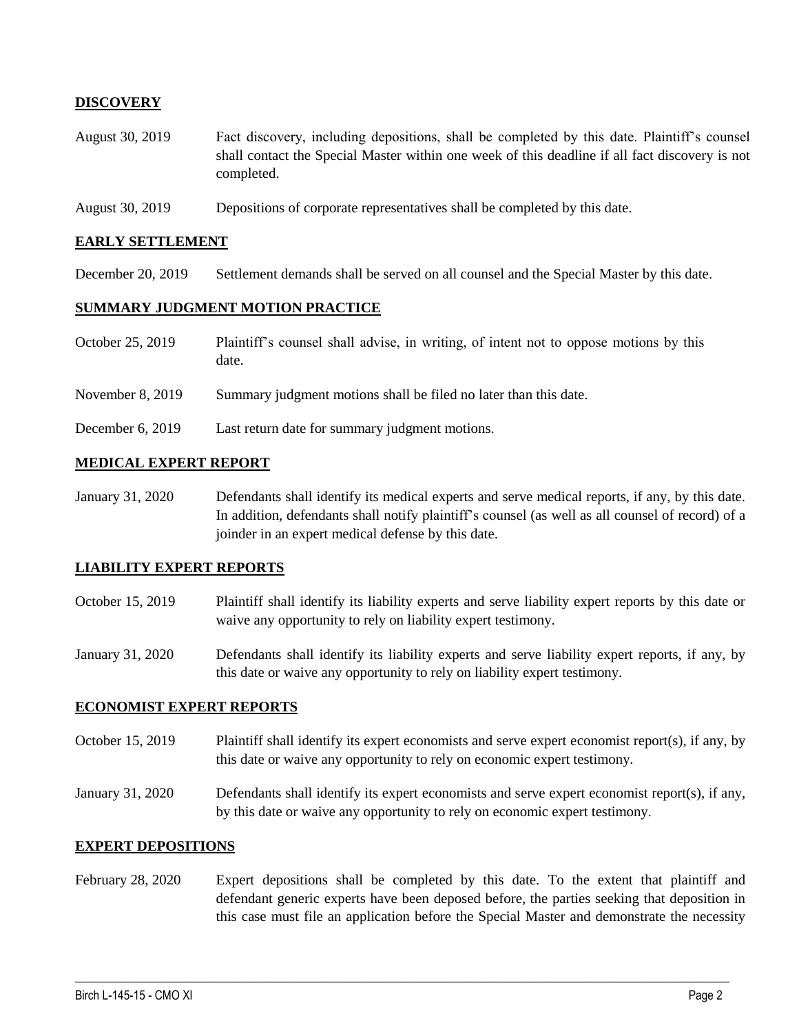**DISCOVERY**

August 30, 2019 Fact discovery, including depositions, shall be completed by this date. Plaintiff's counsel shall contact the Special Master within one week of this deadline if all fact discovery is not completed.

August 30, 2019 Depositions of corporate representatives shall be completed by this date.

**EARLY SETTLEMENT**

December 20, 2019 Settlement demands shall be served on all counsel and the Special Master by this date.

**SUMMARY JUDGMENT MOTION PRACTICE**

October 25, 2019 Plaintiff's counsel shall advise, in writing, of intent not to oppose motions by this date.

November 8, 2019 Summary judgment motions shall be filed no later than this date.

December 6, 2019 Last return date for summary judgment motions.

**MEDICAL EXPERT REPORT**

January 31, 2020 Defendants shall identify its medical experts and serve medical reports, if any, by this date. In addition, defendants shall notify plaintiff's counsel (as well as all counsel of record) of a joinder in an expert medical defense by this date.

**LIABILITY EXPERT REPORTS**

October 15, 2019 Plaintiff shall identify its liability experts and serve liability expert reports by this date or waive any opportunity to rely on liability expert testimony.

January 31, 2020 Defendants shall identify its liability experts and serve liability expert reports, if any, by this date or waive any opportunity to rely on liability expert testimony.

**ECONOMIST EXPERT REPORTS**

October 15, 2019 Plaintiff shall identify its expert economists and serve expert economist report(s), if any, by this date or waive any opportunity to rely on economic expert testimony.

January 31, 2020 Defendants shall identify its expert economists and serve expert economist report(s), if any, by this date or waive any opportunity to rely on economic expert testimony.

**EXPERT DEPOSITIONS**

February 28, 2020 Expert depositions shall be completed by this date. To the extent that plaintiff and defendant generic experts have been deposed before, the parties seeking that deposition in this case must file an application before the Special Master and demonstrate the necessity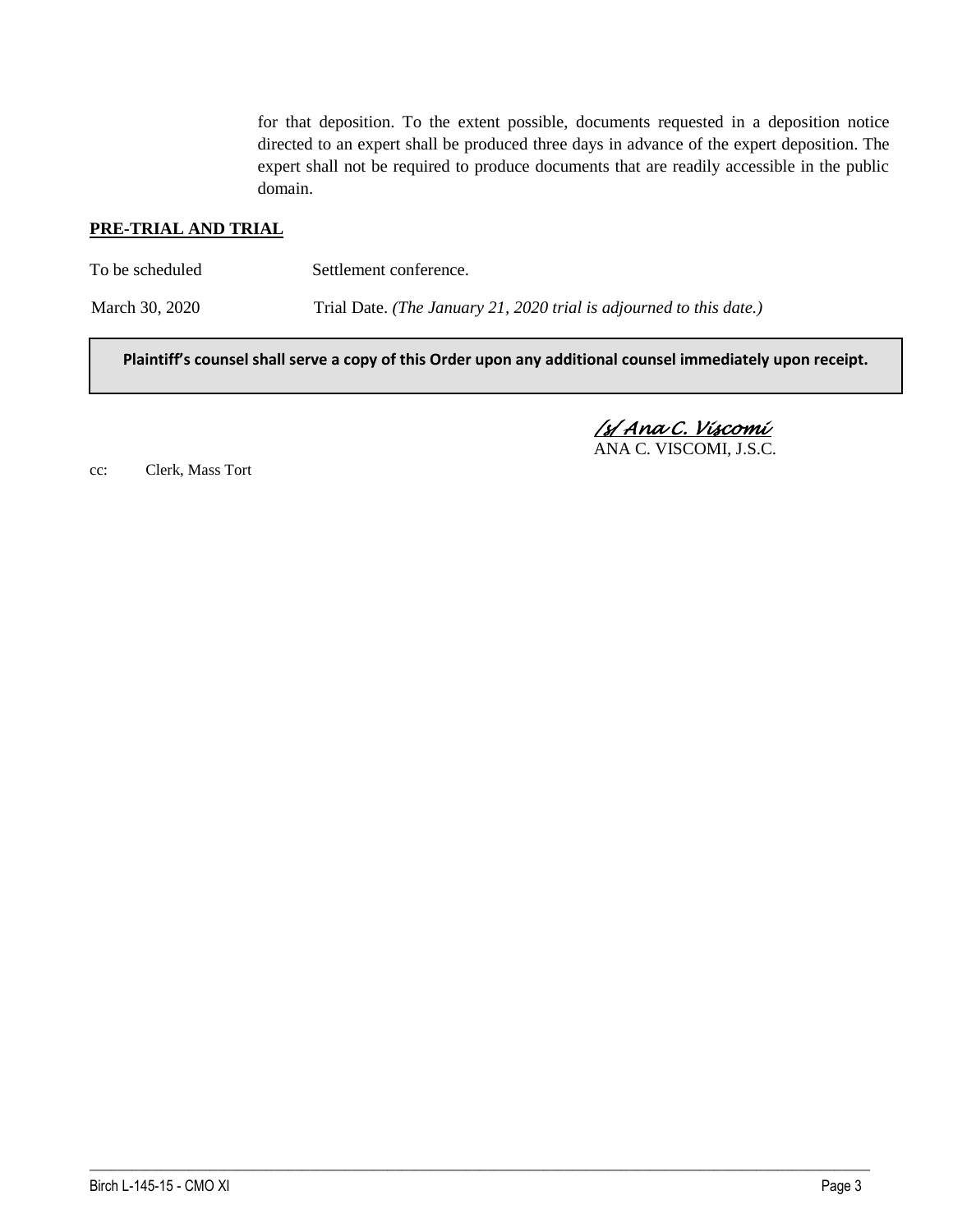for that deposition. To the extent possible, documents requested in a deposition notice directed to an expert shall be produced three days in advance of the expert deposition. The expert shall not be required to produce documents that are readily accessible in the public domain.

**PRE-TRIAL AND TRIAL**

| | |
|---|---|
| To be scheduled | Settlement conference. |
| March 30, 2020 | Trial Date. *(The January 21, 2020 trial is adjourned to this date.)* |

**Plaintiff's counsel shall serve a copy of this Order upon any additional counsel immediately upon receipt.**

*/s/ Ana C. Viscomi*
ANA C. VISCOMI, J.S.C.

cc: Clerk, Mass Tort